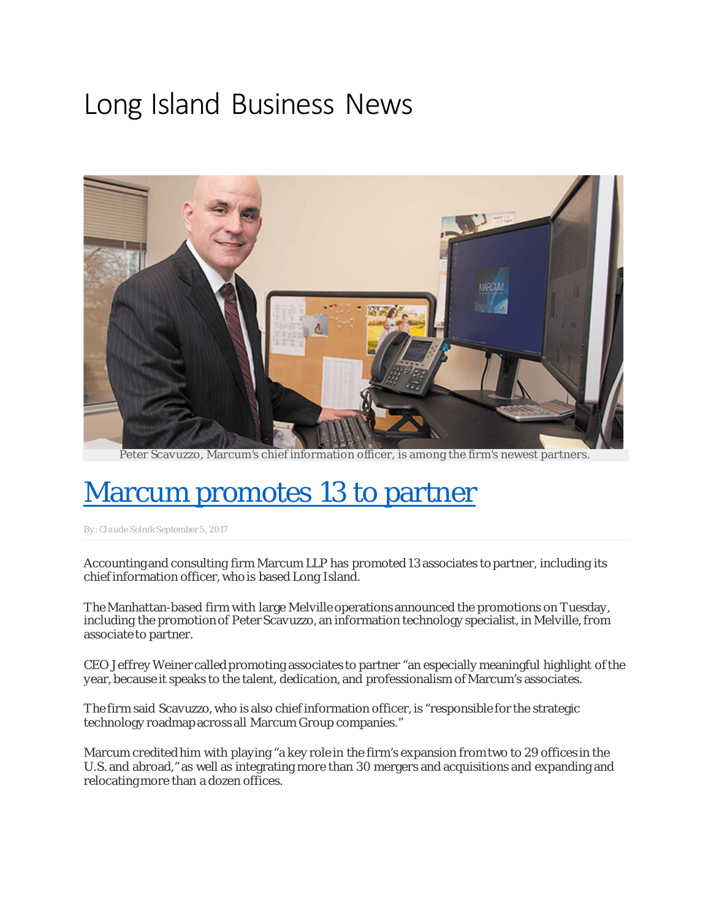# Long Island Business News

Peter Scavuzzo, Marcum's chief information officer, is among the firm's newest partners.

## Marcum promotes 13 to partner

By: Claude Solnik September 5, 2017

Accounting and consulting firm Marcum LLP has promoted 13 associates to partner, including its chief information officer, who is based Long Island.

The Manhattan-based firm with large Melville operations announced the promotions on Tuesday, including the promotion of Peter Scavuzzo, an information technology specialist, in Melville, from associate to partner.

CEO Jeffrey Weiner called promoting associates to partner "an especially meaningful highlight of the year, because it speaks to the talent, dedication, and professionalism of Marcum's associates.

The firm said Scavuzzo, who is also chief information officer, is "responsible for the strategic technology roadmap across all Marcum Group companies."

Marcum credited him with playing "a key role in the firm's expansion from two to 29 offices in the U.S. and abroad," as well as integrating more than 30 mergers and acquisitions and expanding and relocating more than a dozen offices.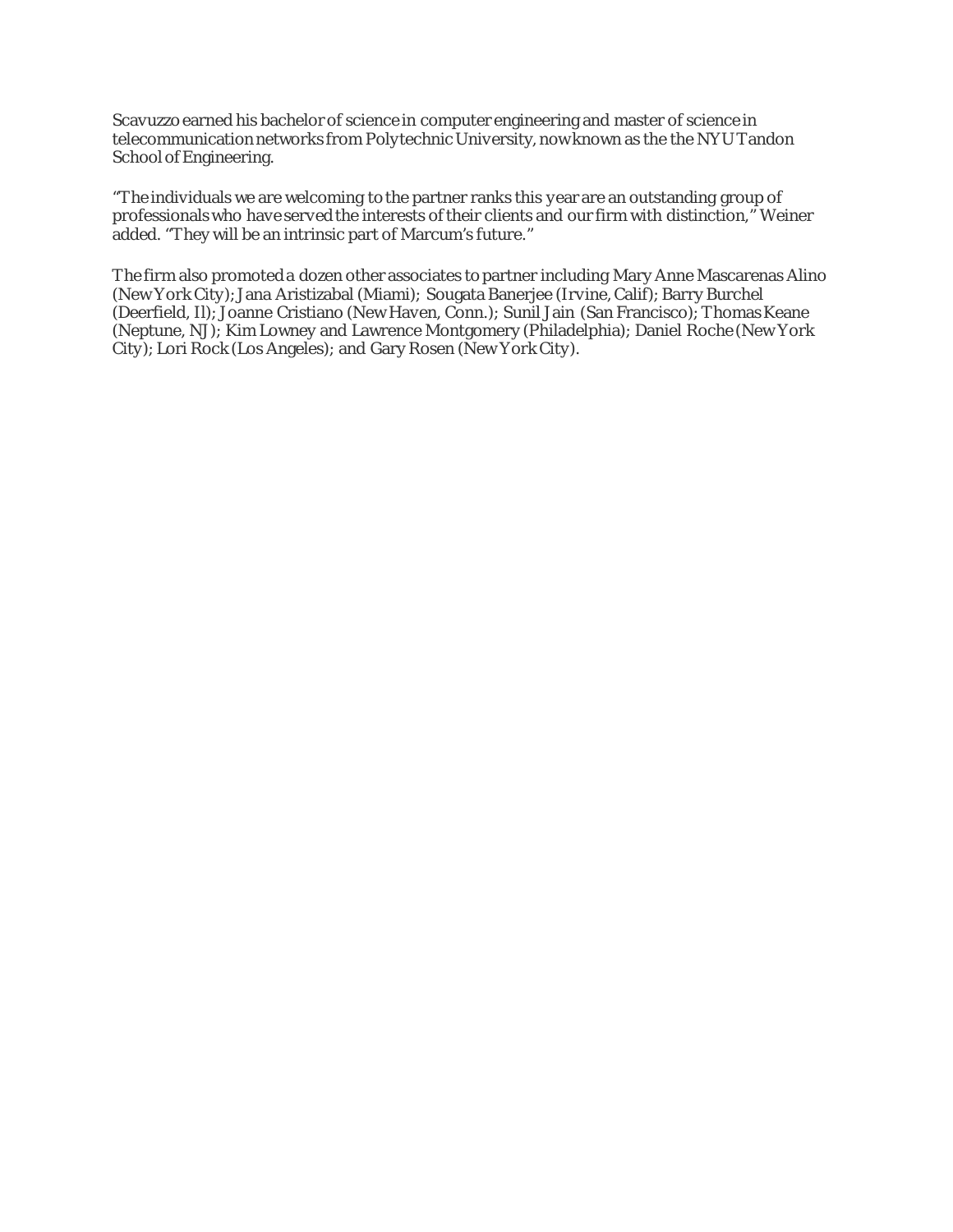Scavuzzo earned his bachelor of science in computer engineering and master of science in telecommunication networks from Polytechnic University, now known as the the NYU Tandon School of Engineering.

"The individuals we are welcoming to the partner ranks this year are an outstanding group of professionals who have served the interests of their clients and our firm with distinction," Weiner added. "They will be an intrinsic part of Marcum's future."

The firm also promoted a dozen other associates to partner including Mary Anne Mascarenas Alino (New York City); Jana Aristizabal (Miami); Sougata Banerjee (Irvine, Calif); Barry Burchel (Deerfield, Il); Joanne Cristiano (New Haven, Conn.); Sunil Jain (San Francisco); Thomas Keane (Neptune, NJ); Kim Lowney and Lawrence Montgomery (Philadelphia); Daniel Roche (New York City); Lori Rock (Los Angeles); and Gary Rosen (New York City).